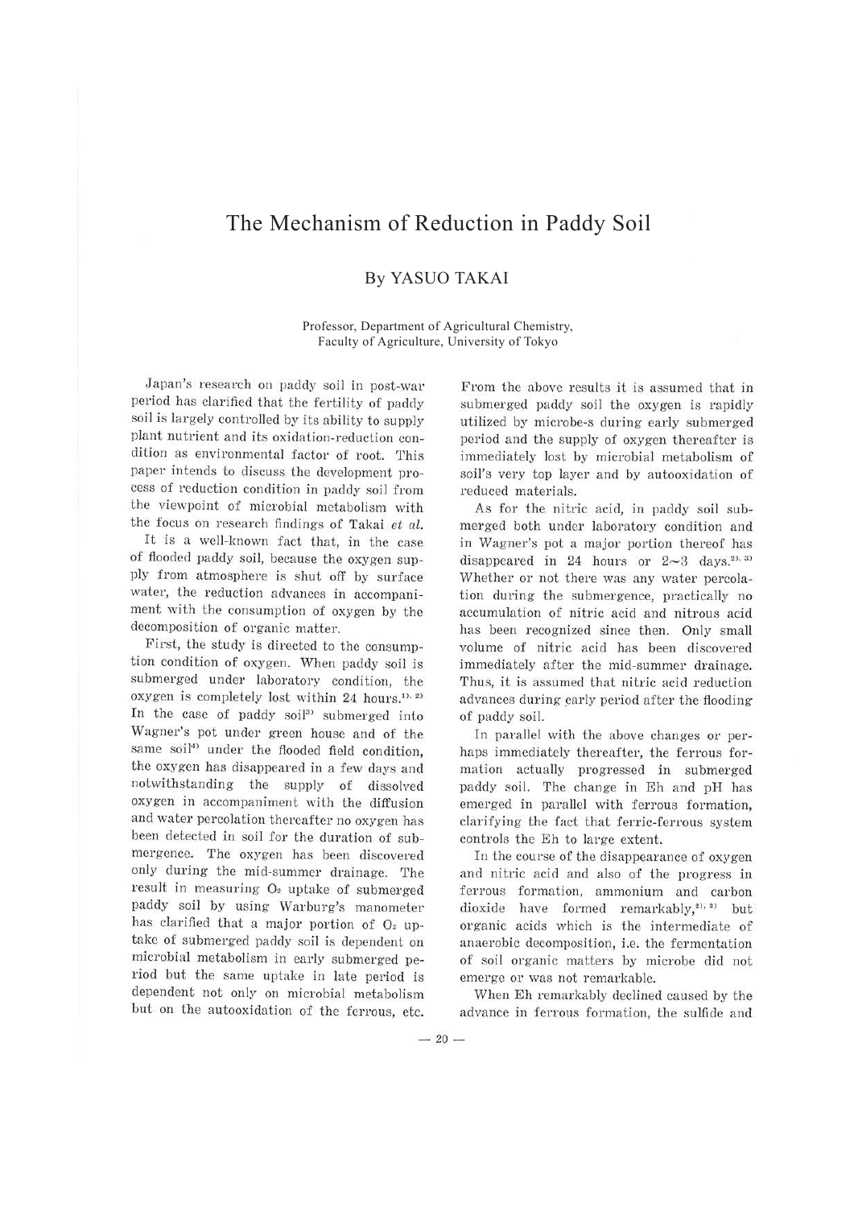# The Mechanism of Reduction in Paddy Soil

## By YASUO TAKAI

Professor, Department of Agricultural Chemistry, Faculty of Agriculture, University of Tokyo

Japan's research on paddy soil in post-war period has clarified that the fertility of paddy soil is largely controlled by its ability to supply plant nutrient and its oxidation-reduction condition as environmental factor of root. This paper intends to discuss the development process of reduction condition in paddy soil from the viewpoint of microbial metabolism with the focus on research findings of Takai *et al.*

It is a well-known fact that, in the case of flooded paddy soil, because the oxygen supply from atmosphere is shut off by surface water, the reduction advances in accompaniment with the consumption of oxygen by the decomposition of organic matter.

First, the study is directed to the consumption condition of oxygen. When paddy soil is submerged under laboratory condition, the oxygen is completely lost within 24 hours.[1, 2] In the case of paddy soil[3] submerged into Wagner's pot under green house and of the same soil[4] under the flooded field condition, the oxygen has disappeared in a few days and notwithstanding the supply of dissolved oxygen in accompaniment with the diffusion and water percolation thereafter no oxygen has been detected in soil for the duration of submergence. The oxygen has been discovered only during the mid-summer drainage. The result in measuring $O_2$ uptake of submerged paddy soil by using Warburg's manometer has clarified that a major portion of $O_2$ uptake of submerged paddy soil is dependent on microbial metabolism in early submerged period but the same uptake in late period is dependent not only on microbial metabolism but on the autooxidation of the ferrous, etc.

From the above results it is assumed that in submerged paddy soil the oxygen is rapidly utilized by microbe-s during early submerged period and the supply of oxygen thereafter is immediately lost by microbial metabolism of soil's very top layer and by autooxidation of reduced materials.

As for the nitric acid, in paddy soil submerged both under laboratory condition and in Wagner's pot a major portion thereof has disappeared in 24 hours or 2~3 days.[2, 3] Whether or not there was any water percolation during the submergence, practically no accumulation of nitric acid and nitrous acid has been recognized since then. Only small volume of nitric acid has been discovered immediately after the mid-summer drainage. Thus, it is assumed that nitric acid reduction advances during early period after the flooding of paddy soil.

In parallel with the above changes or perhaps immediately thereafter, the ferrous formation actually progressed in submerged paddy soil. The change in Eh and pH has emerged in parallel with ferrous formation, clarifying the fact that ferric-ferrous system controls the Eh to large extent.

In the course of the disappearance of oxygen and nitric acid and also of the progress in ferrous formation, ammonium and carbon dioxide have formed remarkably,[2, 3] but organic acids which is the intermediate of anaerobic decomposition, i.e. the fermentation of soil organic matters by microbe did not emerge or was not remarkable.

When Eh remarkably declined caused by the advance in ferrous formation, the sulfide and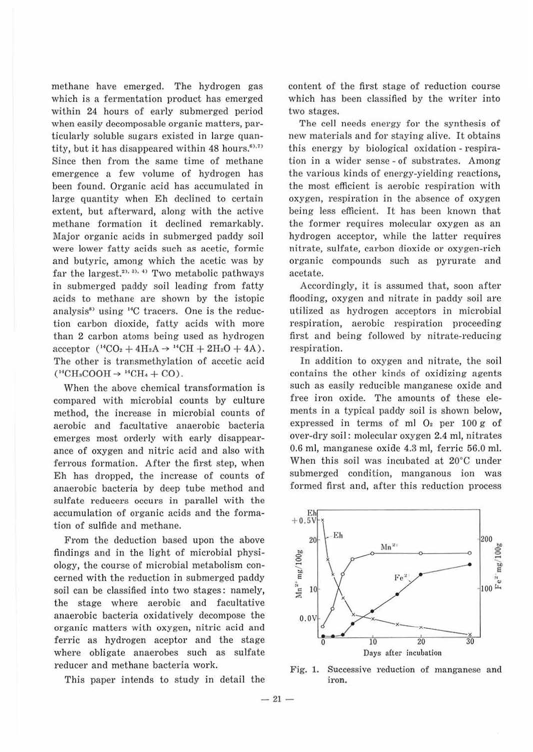methane have emerged. The hydrogen gas which is a fermentation product has emerged within 24 hours of early submerged period when easily decomposable organic matters, particularly soluble sugars existed in large quantity, but it has disappeared within 48 hours.[6),7)] Since then from the same time of methane emergence a few volume of hydrogen has been found. Organic acid has accumulated in large quantity when Eh declined to certain extent, but afterward, along with the active methane formation it declined remarkably. Major organic acids in submerged paddy soil were lower fatty acids such as acetic, formic and butyric, among which the acetic was by far the largest.[2),3),4)] Two metabolic pathways in submerged paddy soil leading from fatty acids to methane are shown by the istopic analysis[8)] using $^{14}C$ tracers. One is the reduction carbon dioxide, fatty acids with more than 2 carbon atoms being used as hydrogen acceptor ($^{14}CO_2 + 4H_2A \rightarrow {}^{14}CH + 2H_2O + 4A$). The other is transmethylation of accetic acid ($^{14}CH_3COOH \rightarrow {}^{14}CH_4 + CO$).

When the above chemical transformation is compared with microbial counts by culture method, the increase in microbial counts of aerobic and facultative anaerobic bacteria emerges most orderly with early disappearance of oxygen and nitric acid and also with ferrous formation. After the first step, when Eh has dropped, the increase of counts of anaerobic bacteria by deep tube method and sulfate reducers occurs in parallel with the accumulation of organic acids and the formation of sulfide and methane.

From the deduction based upon the above findings and in the light of microbial physiology, the course of microbial metabolism concerned with the reduction in submerged paddy soil can be classified into two stages: namely, the stage where aerobic and facultative anaerobic bacteria oxidatively decompose the organic matters with oxygen, nitric acid and ferric as hydrogen aceptor and the stage where obligate anaerobes such as sulfate reducer and methane bacteria work.

This paper intends to study in detail the content of the first stage of reduction course which has been classified by the writer into two stages.

The cell needs energy for the synthesis of new materials and for staying alive. It obtains this energy by biological oxidation - respiration in a wider sense - of substrates. Among the various kinds of energy-yielding reactions, the most efficient is aerobic respiration with oxygen, respiration in the absence of oxygen being less efficient. It has been known that the former requires molecular oxygen as an hydrogen acceptor, while the latter requires nitrate, sulfate, carbon dioxide or oxygen-rich organic compounds such as pyrurate and acetate.

Accordingly, it is assumed that, soon after flooding, oxygen and nitrate in paddy soil are utilized as hydrogen acceptors in microbial respiration, aerobic respiration proceeding first and being followed by nitrate-reducing respiration.

In addition to oxygen and nitrate, the soil contains the other kinds of oxidizing agents such as easily reducible manganese oxide and free iron oxide. The amounts of these elements in a typical paddy soil is shown below, expressed in terms of ml $O_2$ per 100 g of over-dry soil: molecular oxygen 2.4 ml, nitrates 0.6 ml, manganese oxide 4.3 ml, ferric 56.0 ml. When this soil was incubated at 20°C under submerged condition, manganous ion was formed first and, after this reduction process

Fig. 1. Successive reduction of manganese and iron.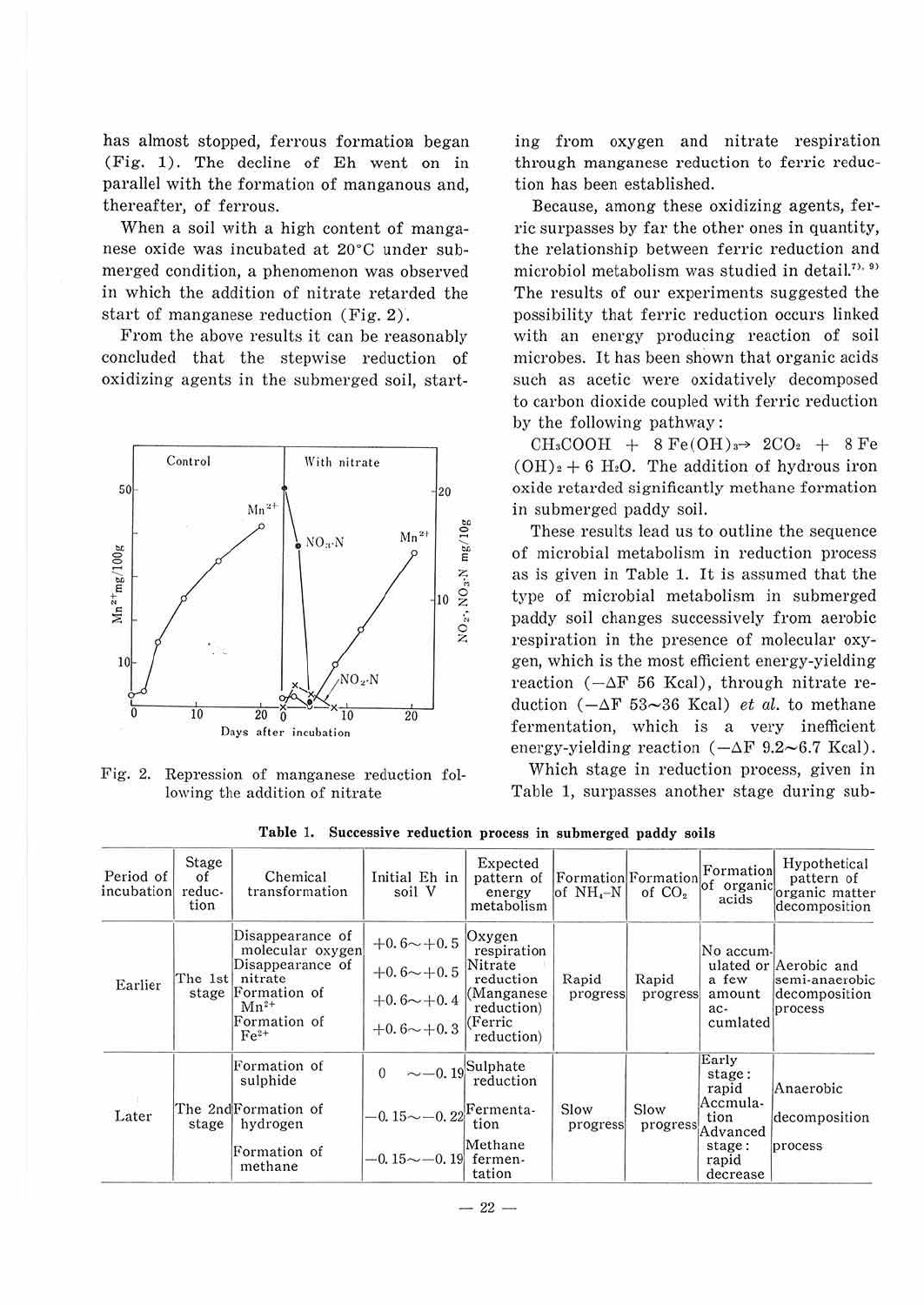has almost stopped, ferrous formation began (Fig. 1). The decline of Eh went on in parallel with the formation of manganous and, thereafter, of ferrous.

When a soil with a high content of manganese oxide was incubated at 20°C under submerged condition, a phenomenon was observed in which the addition of nitrate retarded the start of manganese reduction (Fig. 2).

From the above results it can be reasonably concluded that the stepwise reduction of oxidizing agents in the submerged soil, starting from oxygen and nitrate respiration through manganese reduction to ferric reduction has been established.

Fig. 2. Repression of manganese reduction following the addition of nitrate

Because, among these oxidizing agents, ferric surpasses by far the other ones in quantity, the relationship between ferric reduction and microbiol metabolism was studied in detail.[7), 9)] The results of our experiments suggested the possibility that ferric reduction occurs linked with an energy producing reaction of soil microbes. It has been shown that organic acids such as acetic were oxidatively decomposed to carbon dioxide coupled with ferric reduction by the following pathway:

$CH_3COOH + 8Fe(OH)_3 \rightarrow 2CO_2 + 8Fe(OH)_2 + 6H_2O$. The addition of hydrous iron oxide retarded significantly methane formation in submerged paddy soil.

These results lead us to outline the sequence of microbial metabolism in reduction process as is given in Table 1. It is assumed that the type of microbial metabolism in submerged paddy soil changes successively from aerobic respiration in the presence of molecular oxygen, which is the most efficient energy-yielding reaction ($-\Delta F$ 56 Kcal), through nitrate reduction ($-\Delta F$ 53~36 Kcal) *et al.* to methane fermentation, which is a very inefficient energy-yielding reaction ($-\Delta F$ 9.2~6.7 Kcal).

Which stage in reduction process, given in Table 1, surpasses another stage during sub-

**Table 1. Successive reduction process in submerged paddy soils**

| Period of incubation | Stage of reduction | Chemical transformation | Initial Eh in soil V | Expected pattern of energy metabolism | Formation of $NH_4$-N | Formation of $CO_2$ | Formation of organic acids | Hypothetical pattern of organic matter decomposition |
|---|---|---|---|---|---|---|---|---|
| Earlier | The 1st stage | Disappearance of molecular oxygen | +0.6~+0.5 | Oxygen respiration | Rapid progress | Rapid progress | No accumulated or a few amount accumulated | Aerobic and semi-anaerobic decomposition process |
| | | Disappearance of nitrate | +0.6~+0.5 | Nitrate reduction | | | | |
| | | Formation of $Mn^{2+}$ | +0.6~+0.4 | (Manganese reduction) | | | | |
| | | Formation of $Fe^{2+}$ | +0.6~+0.3 | (Ferric reduction) | | | | |
| Later | The 2nd stage | Formation of sulphide | 0 ~−0.19 | Sulphate reduction | Slow progress | Slow progress | Early stage: rapid Accmulation Advanced stage: rapid decrease | Anaerobic decomposition process |
| | | Formation of hydrogen | −0.15~−0.22 | Fermentation | | | | |
| | | Formation of methane | −0.15~−0.19 | Methane fermentation | | | | |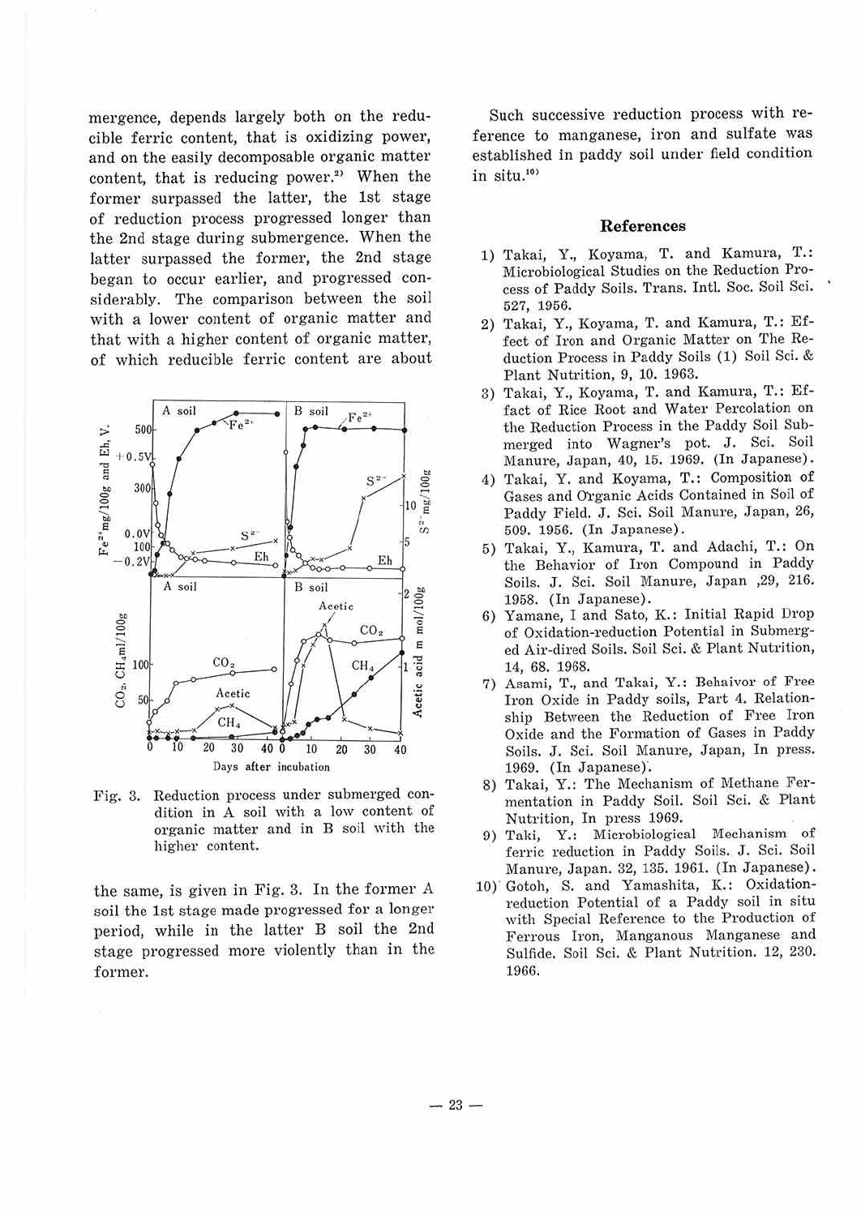mergence, depends largely both on the reducible ferric content, that is oxidizing power, and on the easily decomposable organic matter content, that is reducing power.[2] When the former surpassed the latter, the 1st stage of reduction process progressed longer than the 2nd stage during submergence. When the latter surpassed the former, the 2nd stage began to occur earlier, and progressed considerably. The comparison between the soil with a lower content of organic matter and that with a higher content of organic matter, of which reducible ferric content are about the same, is given in Fig. 3. In the former A soil the 1st stage made progressed for a longer period, while in the latter B soil the 2nd stage progressed more violently than in the former.

A soil
B soil
$Fe^{2+}$
$S^{2-}$
Eh
$Fe^{2+}$ mg/100g and Eh, V.
500
+0.5V
300
0.0V
100
−0.2V
$S^{2-}$ mg/100g
10
5
A soil
B soil
Acetic
$CO_2$
$CH_4$
Acetic
$CO_2$, $CH_4$ ml/100g
100
50
Acetic acid m mol/100g
2
1
0 10 20 30 40 0 10 20 30 40
Days after incubation

Fig. 3. Reduction process under submerged condition in A soil with a low content of organic matter and in B soil with the higher content.

Such successive reduction process with reference to manganese, iron and sulfate was established in paddy soil under field condition in situ.[10]

## References

1) Takai, Y., Koyama, T. and Kamura, T.: Microbiological Studies on the Reduction Process of Paddy Soils. Trans. Intl. Soc. Soil Sci. 527, 1956.
2) Takai, Y., Koyama, T. and Kamura, T.: Effect of Iron and Organic Matter on The Reduction Process in Paddy Soils (1) Soil Sci. & Plant Nutrition, 9, 10. 1963.
3) Takai, Y., Koyama, T. and Kamura, T.: Effact of Rice Root and Water Percolation on the Reduction Process in the Paddy Soil Submerged into Wagner's pot. J. Sci. Soil Manure, Japan, 40, 15. 1969. (In Japanese).
4) Takai, Y. and Koyama, T.: Composition of Gases and Organic Acids Contained in Soil of Paddy Field. J. Sci. Soil Manure, Japan, 26, 509. 1956. (In Japanese).
5) Takai, Y., Kamura, T. and Adachi, T.: On the Behavior of Iron Compound in Paddy Soils. J. Sci. Soil Manure, Japan ,29, 216. 1958. (In Japanese).
6) Yamane, I and Sato, K.: Initial Rapid Drop of Oxidation-reduction Potential in Submerged Air-dired Soils. Soil Sci. & Plant Nutrition, 14, 68. 1968.
7) Asami, T., and Takai, Y.: Behaivor of Free Iron Oxide in Paddy soils, Part 4. Relationship Between the Reduction of Free Iron Oxide and the Formation of Gases in Paddy Soils. J. Sci. Soil Manure, Japan, In press. 1969. (In Japanese).
8) Takai, Y.: The Mechanism of Methane Fermentation in Paddy Soil. Soil Sci. & Plant Nutrition, In press 1969.
9) Taki, Y.: Microbiological Mechanism of ferric reduction in Paddy Soils. J. Sci. Soil Manure, Japan. 32, 135. 1961. (In Japanese).
10) Gotoh, S. and Yamashita, K.: Oxidation-reduction Potential of a Paddy soil in situ with Special Reference to the Production of Ferrous Iron, Manganous Manganese and Sulfide. Soil Sci. & Plant Nutrition. 12, 230. 1966.